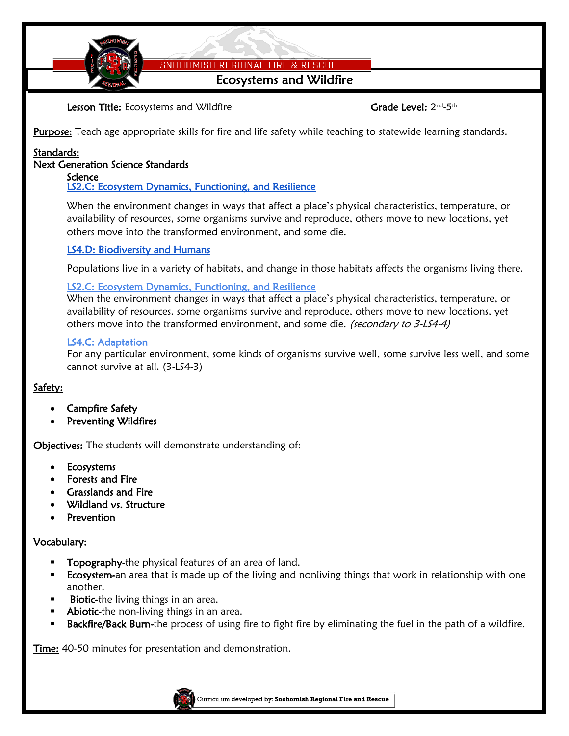SNOHOMISH REGIONAL FIRE & RESCUE

# Ecosystems and Wildfire

**Lesson Title:** Ecosystems and Wildfire **Grade Level:** 2nd-5th

**Purpose:** Teach age appropriate skills for fire and life safety while teaching to statewide learning standards.

**Standards:**

**Next Generation Science Standards**

Science

LS2.C: Ecosystem Dynamics, Functioning, and Resilience

When the environment changes in ways that affect a place's physical characteristics, temperature, or availability of resources, some organisms survive and reproduce, others move to new locations, yet others move into the transformed environment, and some die.

LS4.D: Biodiversity and Humans

Populations live in a variety of habitats, and change in those habitats affects the organisms living there.

LS2.C: Ecosystem Dynamics, Functioning, and Resilience

When the environment changes in ways that affect a place's physical characteristics, temperature, or availability of resources, some organisms survive and reproduce, others move to new locations, yet others move into the transformed environment, and some die. *(secondary to 3-LS4-4)*

LS4.C: Adaptation

For any particular environment, some kinds of organisms survive well, some survive less well, and some cannot survive at all. (3-LS4-3)

**Safety:**

- Campfire Safety
- Preventing Wildfires

**Objectives:** The students will demonstrate understanding of:

- Ecosystems
- Forests and Fire
- Grasslands and Fire
- Wildland vs. Structure
- Prevention

**Vocabulary:**

- **Topography**-the physical features of an area of land.
- **Ecosystem**-an area that is made up of the living and nonliving things that work in relationship with one another.
- **Biotic**-the living things in an area.
- **Abiotic**-the non-living things in an area.
- **Backfire/Back Burn**-the process of using fire to fight fire by eliminating the fuel in the path of a wildfire.

**Time:** 40-50 minutes for presentation and demonstration.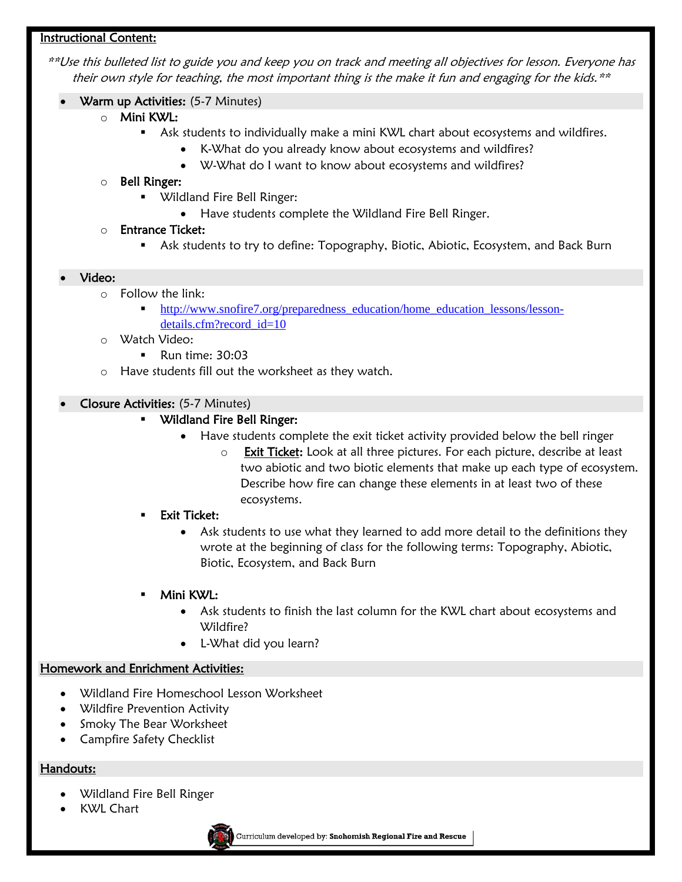## Instructional Content:

*\*\*Use this bulleted list to guide you and keep you on track and meeting all objectives for lesson. Everyone has their own style for teaching, the most important thing is the make it fun and engaging for the kids.\*\**

- **Warm up Activities:** (5-7 Minutes)
  - **Mini KWL:**
    - Ask students to individually make a mini KWL chart about ecosystems and wildfires.
      - K-What do you already know about ecosystems and wildfires?
      - W-What do I want to know about ecosystems and wildfires?
  - **Bell Ringer:**
    - Wildland Fire Bell Ringer:
      - Have students complete the Wildland Fire Bell Ringer.
  - **Entrance Ticket:**
    - Ask students to try to define: Topography, Biotic, Abiotic, Ecosystem, and Back Burn

- **Video:**
  - Follow the link:
    - [http://www.snofire7.org/preparedness_education/home_education_lessons/lesson-details.cfm?record_id=10](http://www.snofire7.org/preparedness_education/home_education_lessons/lesson-details.cfm?record_id=10)
  - Watch Video:
    - Run time: 30:03
  - Have students fill out the worksheet as they watch.

- **Closure Activities:** (5-7 Minutes)
    - **Wildland Fire Bell Ringer:**
      - Have students complete the exit ticket activity provided below the bell ringer
        - **Exit Ticket:** Look at all three pictures. For each picture, describe at least two abiotic and two biotic elements that make up each type of ecosystem. Describe how fire can change these elements in at least two of these ecosystems.
    - **Exit Ticket:**
      - Ask students to use what they learned to add more detail to the definitions they wrote at the beginning of class for the following terms: Topography, Abiotic, Biotic, Ecosystem, and Back Burn
    - **Mini KWL:**
      - Ask students to finish the last column for the KWL chart about ecosystems and Wildfire?
      - L-What did you learn?

## Homework and Enrichment Activities:

- Wildland Fire Homeschool Lesson Worksheet
- Wildfire Prevention Activity
- Smoky The Bear Worksheet
- Campfire Safety Checklist

## Handouts:

- Wildland Fire Bell Ringer
- KWL Chart

Curriculum developed by: **Snohomish Regional Fire and Rescue**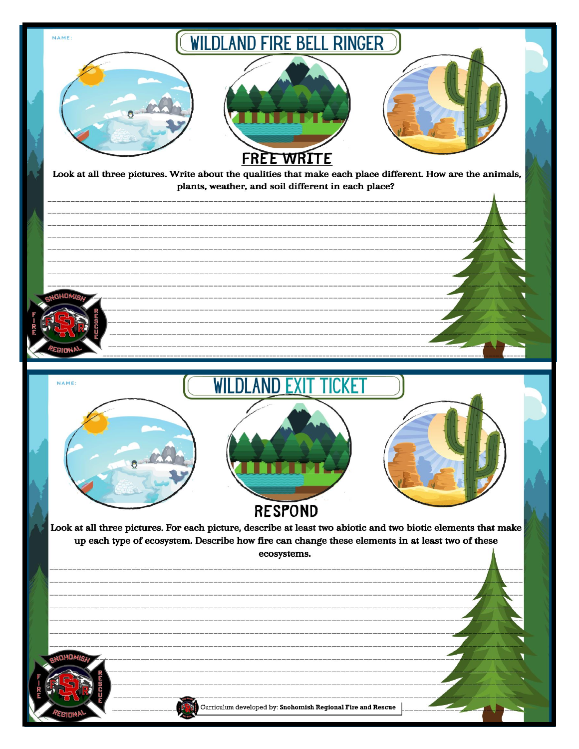NAME:

# WILDLAND FIRE BELL RINGER

## FREE WRITE

Look at all three pictures. Write about the qualities that make each place different. How are the animals, plants, weather, and soil different in each place?

NAME:

# WILDLAND EXIT TICKET

## RESPOND

Look at all three pictures. For each picture, describe at least two abiotic and two biotic elements that make up each type of ecosystem. Describe how fire can change these elements in at least two of these ecosystems.

Curriculum developed by: **Snohomish Regional Fire and Rescue**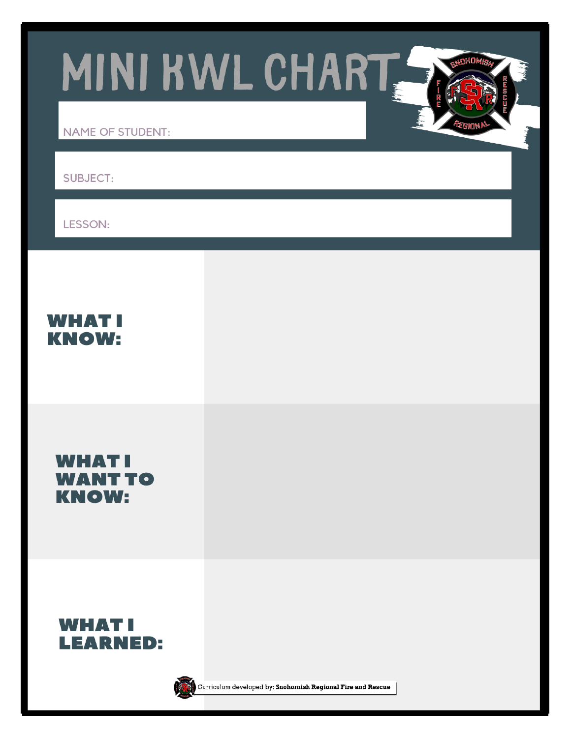# MINI KWL CHART

NAME OF STUDENT:

SUBJECT:

LESSON:

| | |
|---|---|
| **WHAT I KNOW:** | |
| **WHAT I WANT TO KNOW:** | |
| **WHAT I LEARNED:** | |

Curriculum developed by: **Snohomish Regional Fire and Rescue**